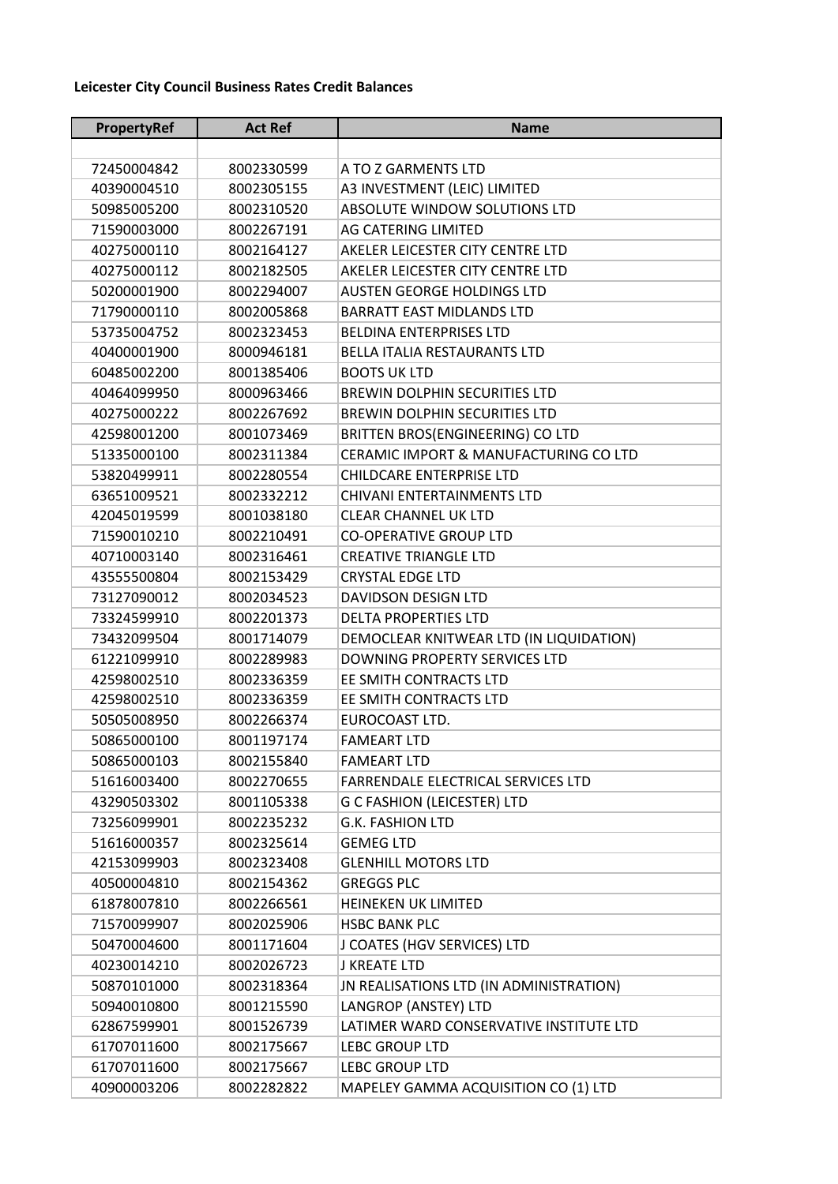**Leicester City Council Business Rates Credit Balances**

| PropertyRef | Act Ref | Name |
|---|---|---|
| | | |
| 72450004842 | 8002330599 | A TO Z GARMENTS LTD |
| 40390004510 | 8002305155 | A3 INVESTMENT (LEIC) LIMITED |
| 50985005200 | 8002310520 | ABSOLUTE WINDOW SOLUTIONS LTD |
| 71590003000 | 8002267191 | AG CATERING LIMITED |
| 40275000110 | 8002164127 | AKELER LEICESTER CITY CENTRE LTD |
| 40275000112 | 8002182505 | AKELER LEICESTER CITY CENTRE LTD |
| 50200001900 | 8002294007 | AUSTEN GEORGE HOLDINGS LTD |
| 71790000110 | 8002005868 | BARRATT EAST MIDLANDS LTD |
| 53735004752 | 8002323453 | BELDINA ENTERPRISES LTD |
| 40400001900 | 8000946181 | BELLA ITALIA RESTAURANTS LTD |
| 60485002200 | 8001385406 | BOOTS UK LTD |
| 40464099950 | 8000963466 | BREWIN DOLPHIN SECURITIES LTD |
| 40275000222 | 8002267692 | BREWIN DOLPHIN SECURITIES LTD |
| 42598001200 | 8001073469 | BRITTEN BROS(ENGINEERING) CO LTD |
| 51335000100 | 8002311384 | CERAMIC IMPORT & MANUFACTURING CO LTD |
| 53820499911 | 8002280554 | CHILDCARE ENTERPRISE LTD |
| 63651009521 | 8002332212 | CHIVANI ENTERTAINMENTS LTD |
| 42045019599 | 8001038180 | CLEAR CHANNEL UK LTD |
| 71590010210 | 8002210491 | CO-OPERATIVE GROUP LTD |
| 40710003140 | 8002316461 | CREATIVE TRIANGLE LTD |
| 43555500804 | 8002153429 | CRYSTAL EDGE LTD |
| 73127090012 | 8002034523 | DAVIDSON DESIGN LTD |
| 73324599910 | 8002201373 | DELTA PROPERTIES LTD |
| 73432099504 | 8001714079 | DEMOCLEAR KNITWEAR LTD (IN LIQUIDATION) |
| 61221099910 | 8002289983 | DOWNING PROPERTY SERVICES LTD |
| 42598002510 | 8002336359 | EE SMITH CONTRACTS LTD |
| 42598002510 | 8002336359 | EE SMITH CONTRACTS LTD |
| 50505008950 | 8002266374 | EUROCOAST LTD. |
| 50865000100 | 8001197174 | FAMEART LTD |
| 50865000103 | 8002155840 | FAMEART LTD |
| 51616003400 | 8002270655 | FARRENDALE ELECTRICAL SERVICES LTD |
| 43290503302 | 8001105338 | G C FASHION (LEICESTER) LTD |
| 73256099901 | 8002235232 | G.K. FASHION LTD |
| 51616000357 | 8002325614 | GEMEG LTD |
| 42153099903 | 8002323408 | GLENHILL MOTORS LTD |
| 40500004810 | 8002154362 | GREGGS PLC |
| 61878007810 | 8002266561 | HEINEKEN UK LIMITED |
| 71570099907 | 8002025906 | HSBC BANK PLC |
| 50470004600 | 8001171604 | J COATES (HGV SERVICES) LTD |
| 40230014210 | 8002026723 | J KREATE LTD |
| 50870101000 | 8002318364 | JN REALISATIONS LTD (IN ADMINISTRATION) |
| 50940010800 | 8001215590 | LANGROP (ANSTEY) LTD |
| 62867599901 | 8001526739 | LATIMER WARD CONSERVATIVE INSTITUTE LTD |
| 61707011600 | 8002175667 | LEBC GROUP LTD |
| 61707011600 | 8002175667 | LEBC GROUP LTD |
| 40900003206 | 8002282822 | MAPELEY GAMMA ACQUISITION CO (1) LTD |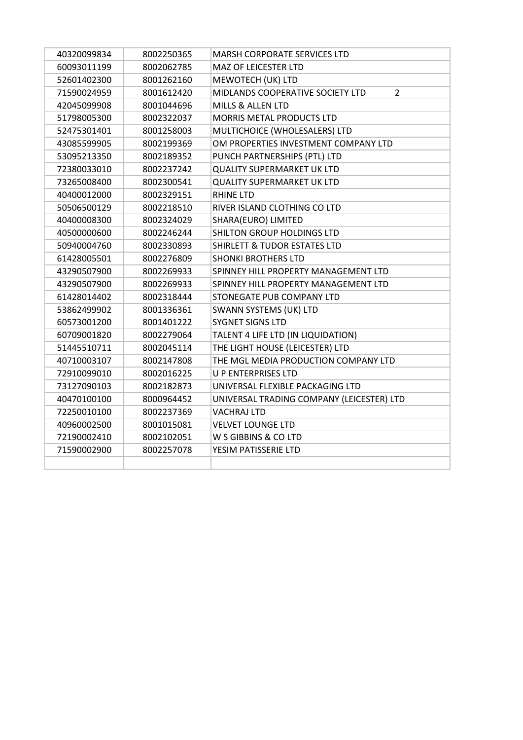| | | |
|---|---|---|
| 40320099834 | 8002250365 | MARSH CORPORATE SERVICES LTD |
| 60093011199 | 8002062785 | MAZ OF LEICESTER LTD |
| 52601402300 | 8001262160 | MEWOTECH (UK) LTD |
| 71590024959 | 8001612420 | MIDLANDS COOPERATIVE SOCIETY LTD 2 |
| 42045099908 | 8001044696 | MILLS & ALLEN LTD |
| 51798005300 | 8002322037 | MORRIS METAL PRODUCTS LTD |
| 52475301401 | 8001258003 | MULTICHOICE (WHOLESALERS) LTD |
| 43085599905 | 8002199369 | OM PROPERTIES INVESTMENT COMPANY LTD |
| 53095213350 | 8002189352 | PUNCH PARTNERSHIPS (PTL) LTD |
| 72380033010 | 8002237242 | QUALITY SUPERMARKET UK LTD |
| 73265008400 | 8002300541 | QUALITY SUPERMARKET UK LTD |
| 40400012000 | 8002329151 | RHINE LTD |
| 50506500129 | 8002218510 | RIVER ISLAND CLOTHING CO LTD |
| 40400008300 | 8002324029 | SHARA(EURO) LIMITED |
| 40500000600 | 8002246244 | SHILTON GROUP HOLDINGS LTD |
| 50940004760 | 8002330893 | SHIRLETT & TUDOR ESTATES LTD |
| 61428005501 | 8002276809 | SHONKI BROTHERS LTD |
| 43290507900 | 8002269933 | SPINNEY HILL PROPERTY MANAGEMENT LTD |
| 43290507900 | 8002269933 | SPINNEY HILL PROPERTY MANAGEMENT LTD |
| 61428014402 | 8002318444 | STONEGATE PUB COMPANY LTD |
| 53862499902 | 8001336361 | SWANN SYSTEMS (UK) LTD |
| 60573001200 | 8001401222 | SYGNET SIGNS LTD |
| 60709001820 | 8002279064 | TALENT 4 LIFE LTD (IN LIQUIDATION) |
| 51445510711 | 8002045114 | THE LIGHT HOUSE (LEICESTER) LTD |
| 40710003107 | 8002147808 | THE MGL MEDIA PRODUCTION COMPANY LTD |
| 72910099010 | 8002016225 | U P ENTERPRISES LTD |
| 73127090103 | 8002182873 | UNIVERSAL FLEXIBLE PACKAGING LTD |
| 40470100100 | 8000964452 | UNIVERSAL TRADING COMPANY (LEICESTER) LTD |
| 72250010100 | 8002237369 | VACHRAJ LTD |
| 40960002500 | 8001015081 | VELVET LOUNGE LTD |
| 72190002410 | 8002102051 | W S GIBBINS & CO LTD |
| 71590002900 | 8002257078 | YESIM PATISSERIE LTD |
| | | |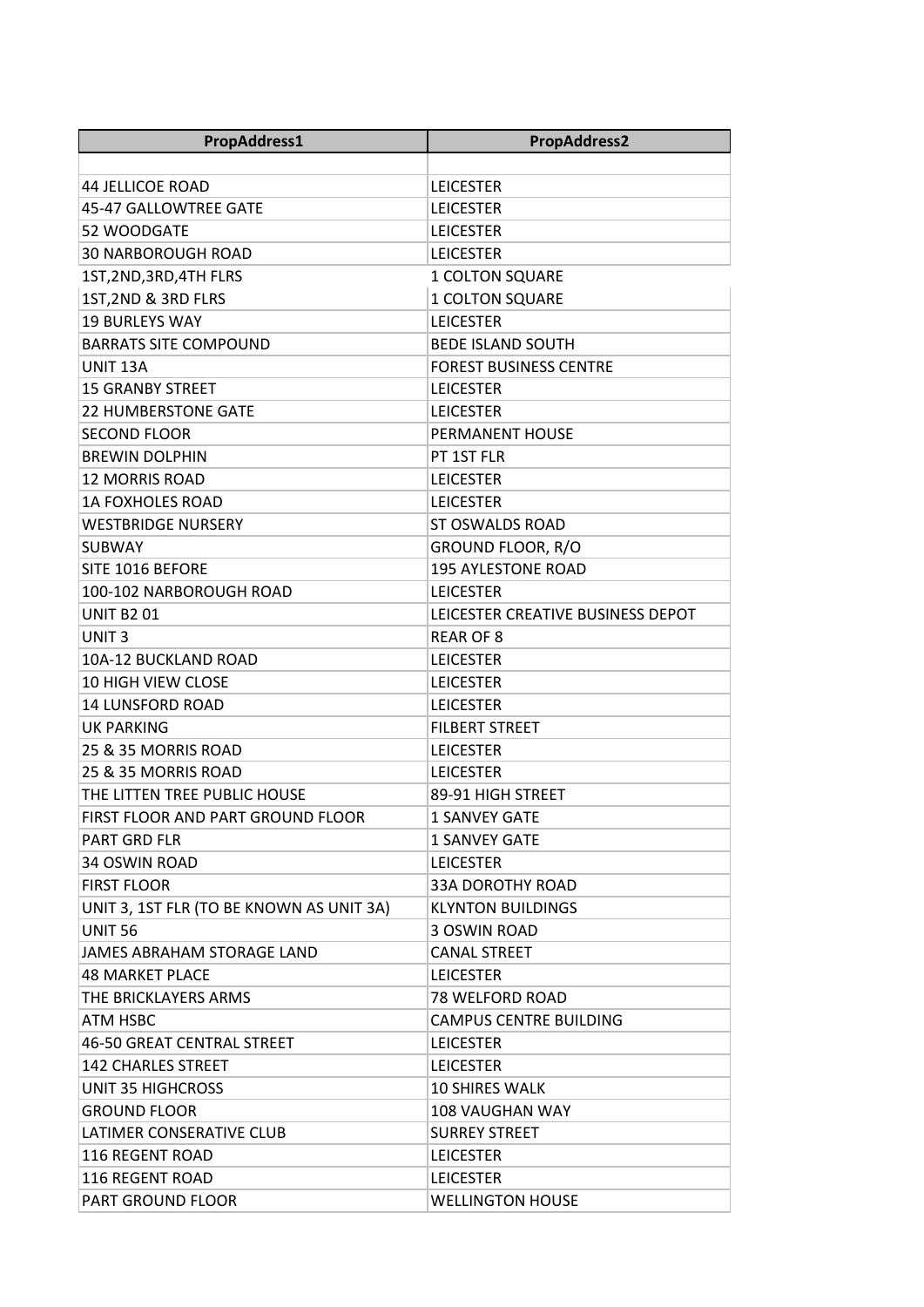| PropAddress1 | PropAddress2 |
|---|---|
| | |
| 44 JELLICOE ROAD | LEICESTER |
| 45-47 GALLOWTREE GATE | LEICESTER |
| 52 WOODGATE | LEICESTER |
| 30 NARBOROUGH ROAD | LEICESTER |
| 1ST,2ND,3RD,4TH FLRS | 1 COLTON SQUARE |
| 1ST,2ND & 3RD FLRS | 1 COLTON SQUARE |
| 19 BURLEYS WAY | LEICESTER |
| BARRATS SITE COMPOUND | BEDE ISLAND SOUTH |
| UNIT 13A | FOREST BUSINESS CENTRE |
| 15 GRANBY STREET | LEICESTER |
| 22 HUMBERSTONE GATE | LEICESTER |
| SECOND FLOOR | PERMANENT HOUSE |
| BREWIN DOLPHIN | PT 1ST FLR |
| 12 MORRIS ROAD | LEICESTER |
| 1A FOXHOLES ROAD | LEICESTER |
| WESTBRIDGE NURSERY | ST OSWALDS ROAD |
| SUBWAY | GROUND FLOOR, R/O |
| SITE 1016 BEFORE | 195 AYLESTONE ROAD |
| 100-102 NARBOROUGH ROAD | LEICESTER |
| UNIT B2 01 | LEICESTER CREATIVE BUSINESS DEPOT |
| UNIT 3 | REAR OF 8 |
| 10A-12 BUCKLAND ROAD | LEICESTER |
| 10 HIGH VIEW CLOSE | LEICESTER |
| 14 LUNSFORD ROAD | LEICESTER |
| UK PARKING | FILBERT STREET |
| 25 & 35 MORRIS ROAD | LEICESTER |
| 25 & 35 MORRIS ROAD | LEICESTER |
| THE LITTEN TREE PUBLIC HOUSE | 89-91 HIGH STREET |
| FIRST FLOOR AND PART GROUND FLOOR | 1 SANVEY GATE |
| PART GRD FLR | 1 SANVEY GATE |
| 34 OSWIN ROAD | LEICESTER |
| FIRST FLOOR | 33A DOROTHY ROAD |
| UNIT 3, 1ST FLR (TO BE KNOWN AS UNIT 3A) | KLYNTON BUILDINGS |
| UNIT 56 | 3 OSWIN ROAD |
| JAMES ABRAHAM STORAGE LAND | CANAL STREET |
| 48 MARKET PLACE | LEICESTER |
| THE BRICKLAYERS ARMS | 78 WELFORD ROAD |
| ATM HSBC | CAMPUS CENTRE BUILDING |
| 46-50 GREAT CENTRAL STREET | LEICESTER |
| 142 CHARLES STREET | LEICESTER |
| UNIT 35 HIGHCROSS | 10 SHIRES WALK |
| GROUND FLOOR | 108 VAUGHAN WAY |
| LATIMER CONSERATIVE CLUB | SURREY STREET |
| 116 REGENT ROAD | LEICESTER |
| 116 REGENT ROAD | LEICESTER |
| PART GROUND FLOOR | WELLINGTON HOUSE |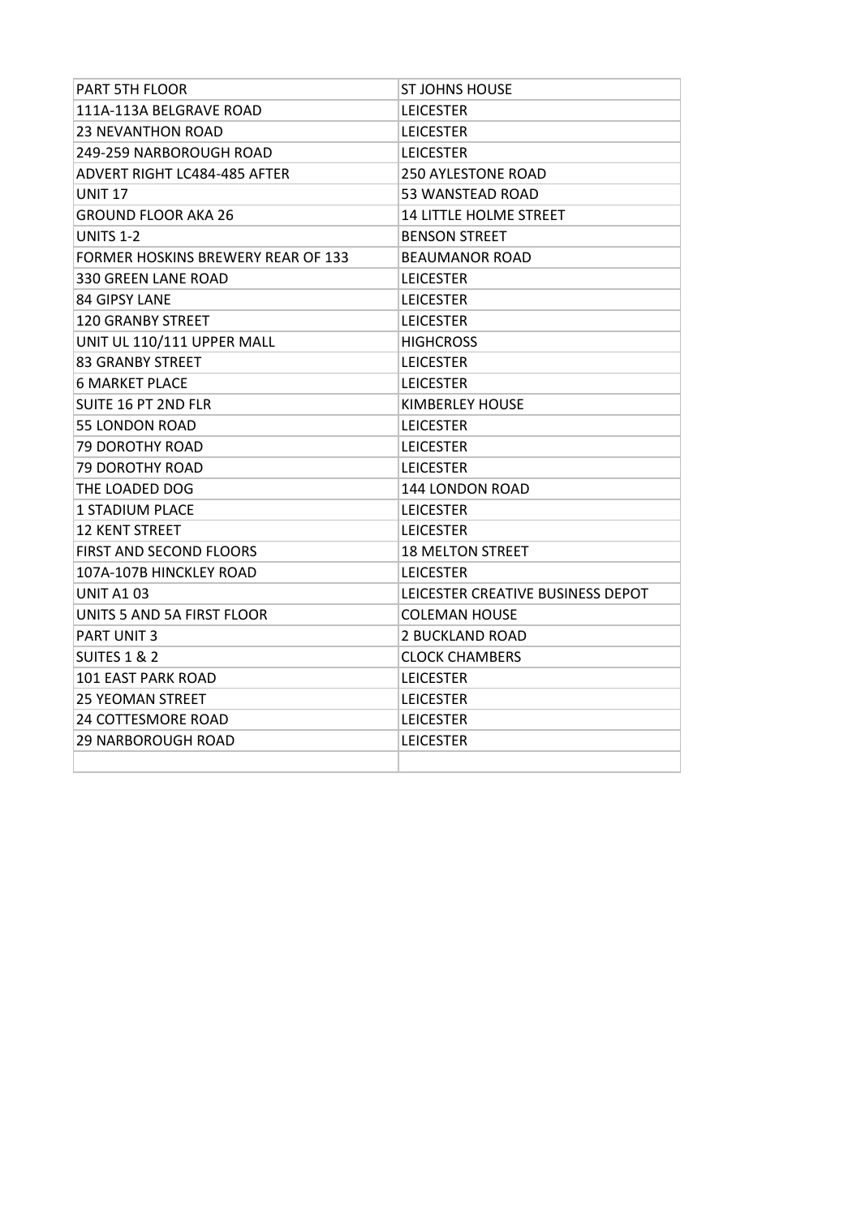| PART 5TH FLOOR | ST JOHNS HOUSE |
|---|---|
| 111A-113A BELGRAVE ROAD | LEICESTER |
| 23 NEVANTHON ROAD | LEICESTER |
| 249-259 NARBOROUGH ROAD | LEICESTER |
| ADVERT RIGHT LC484-485 AFTER | 250 AYLESTONE ROAD |
| UNIT 17 | 53 WANSTEAD ROAD |
| GROUND FLOOR AKA 26 | 14 LITTLE HOLME STREET |
| UNITS 1-2 | BENSON STREET |
| FORMER HOSKINS BREWERY REAR OF 133 | BEAUMANOR ROAD |
| 330 GREEN LANE ROAD | LEICESTER |
| 84 GIPSY LANE | LEICESTER |
| 120 GRANBY STREET | LEICESTER |
| UNIT UL 110/111 UPPER MALL | HIGHCROSS |
| 83 GRANBY STREET | LEICESTER |
| 6 MARKET PLACE | LEICESTER |
| SUITE 16 PT 2ND FLR | KIMBERLEY HOUSE |
| 55 LONDON ROAD | LEICESTER |
| 79 DOROTHY ROAD | LEICESTER |
| 79 DOROTHY ROAD | LEICESTER |
| THE LOADED DOG | 144 LONDON ROAD |
| 1 STADIUM PLACE | LEICESTER |
| 12 KENT STREET | LEICESTER |
| FIRST AND SECOND FLOORS | 18 MELTON STREET |
| 107A-107B HINCKLEY ROAD | LEICESTER |
| UNIT A1 03 | LEICESTER CREATIVE BUSINESS DEPOT |
| UNITS 5 AND 5A FIRST FLOOR | COLEMAN HOUSE |
| PART UNIT 3 | 2 BUCKLAND ROAD |
| SUITES 1 & 2 | CLOCK CHAMBERS |
| 101 EAST PARK ROAD | LEICESTER |
| 25 YEOMAN STREET | LEICESTER |
| 24 COTTESMORE ROAD | LEICESTER |
| 29 NARBOROUGH ROAD | LEICESTER |
| | |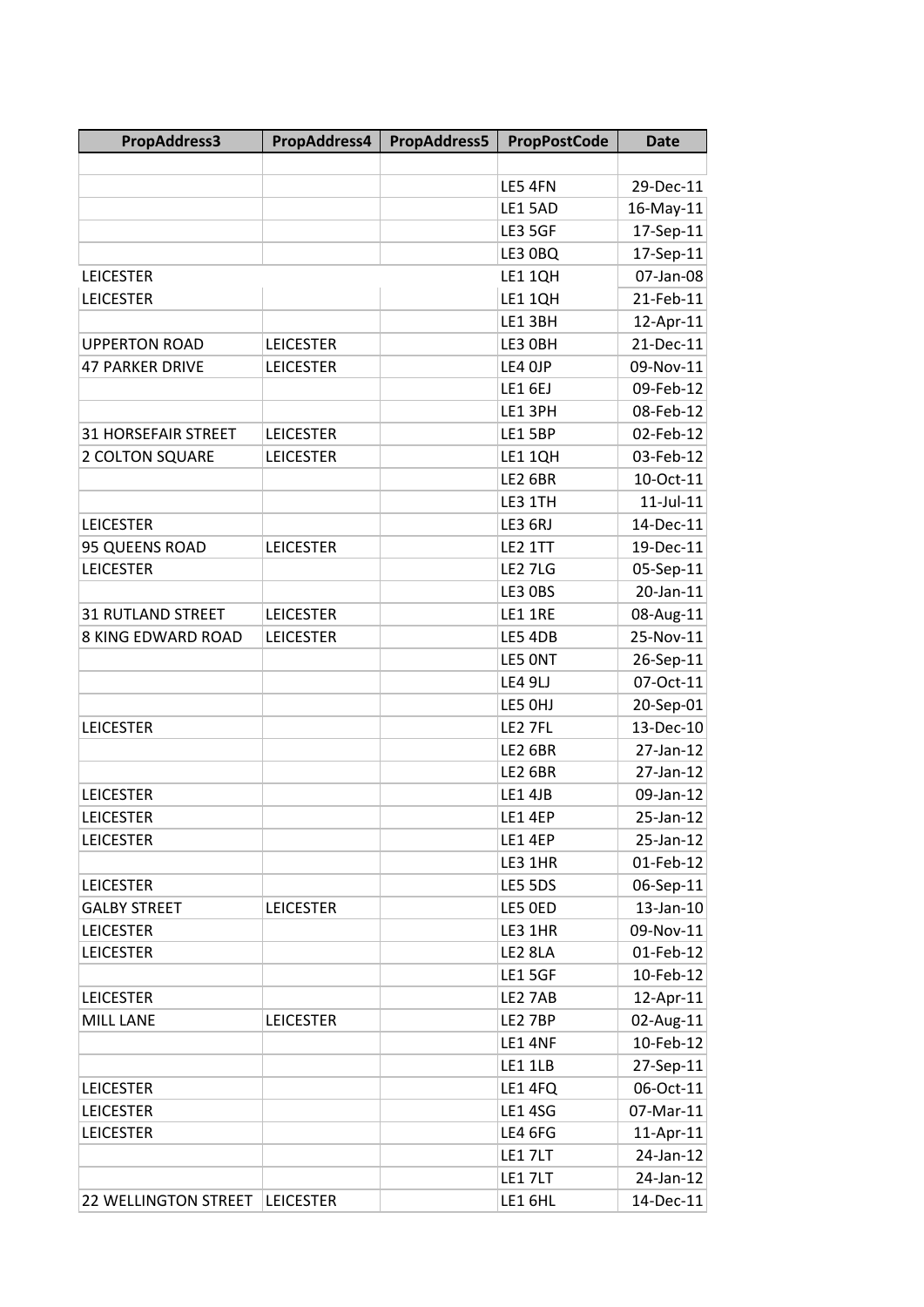| PropAddress3 | PropAddress4 | PropAddress5 | PropPostCode | Date |
|---|---|---|---|---|
| | | | | |
| | | | LE5 4FN | 29-Dec-11 |
| | | | LE1 5AD | 16-May-11 |
| | | | LE3 5GF | 17-Sep-11 |
| | | | LE3 0BQ | 17-Sep-11 |
| LEICESTER | | | LE1 1QH | 07-Jan-08 |
| LEICESTER | | | LE1 1QH | 21-Feb-11 |
| | | | LE1 3BH | 12-Apr-11 |
| UPPERTON ROAD | LEICESTER | | LE3 0BH | 21-Dec-11 |
| 47 PARKER DRIVE | LEICESTER | | LE4 0JP | 09-Nov-11 |
| | | | LE1 6EJ | 09-Feb-12 |
| | | | LE1 3PH | 08-Feb-12 |
| 31 HORSEFAIR STREET | LEICESTER | | LE1 5BP | 02-Feb-12 |
| 2 COLTON SQUARE | LEICESTER | | LE1 1QH | 03-Feb-12 |
| | | | LE2 6BR | 10-Oct-11 |
| | | | LE3 1TH | 11-Jul-11 |
| LEICESTER | | | LE3 6RJ | 14-Dec-11 |
| 95 QUEENS ROAD | LEICESTER | | LE2 1TT | 19-Dec-11 |
| LEICESTER | | | LE2 7LG | 05-Sep-11 |
| | | | LE3 0BS | 20-Jan-11 |
| 31 RUTLAND STREET | LEICESTER | | LE1 1RE | 08-Aug-11 |
| 8 KING EDWARD ROAD | LEICESTER | | LE5 4DB | 25-Nov-11 |
| | | | LE5 0NT | 26-Sep-11 |
| | | | LE4 9LJ | 07-Oct-11 |
| | | | LE5 0HJ | 20-Sep-01 |
| LEICESTER | | | LE2 7FL | 13-Dec-10 |
| | | | LE2 6BR | 27-Jan-12 |
| | | | LE2 6BR | 27-Jan-12 |
| LEICESTER | | | LE1 4JB | 09-Jan-12 |
| LEICESTER | | | LE1 4EP | 25-Jan-12 |
| LEICESTER | | | LE1 4EP | 25-Jan-12 |
| | | | LE3 1HR | 01-Feb-12 |
| LEICESTER | | | LE5 5DS | 06-Sep-11 |
| GALBY STREET | LEICESTER | | LE5 0ED | 13-Jan-10 |
| LEICESTER | | | LE3 1HR | 09-Nov-11 |
| LEICESTER | | | LE2 8LA | 01-Feb-12 |
| | | | LE1 5GF | 10-Feb-12 |
| LEICESTER | | | LE2 7AB | 12-Apr-11 |
| MILL LANE | LEICESTER | | LE2 7BP | 02-Aug-11 |
| | | | LE1 4NF | 10-Feb-12 |
| | | | LE1 1LB | 27-Sep-11 |
| LEICESTER | | | LE1 4FQ | 06-Oct-11 |
| LEICESTER | | | LE1 4SG | 07-Mar-11 |
| LEICESTER | | | LE4 6FG | 11-Apr-11 |
| | | | LE1 7LT | 24-Jan-12 |
| | | | LE1 7LT | 24-Jan-12 |
| 22 WELLINGTON STREET | LEICESTER | | LE1 6HL | 14-Dec-11 |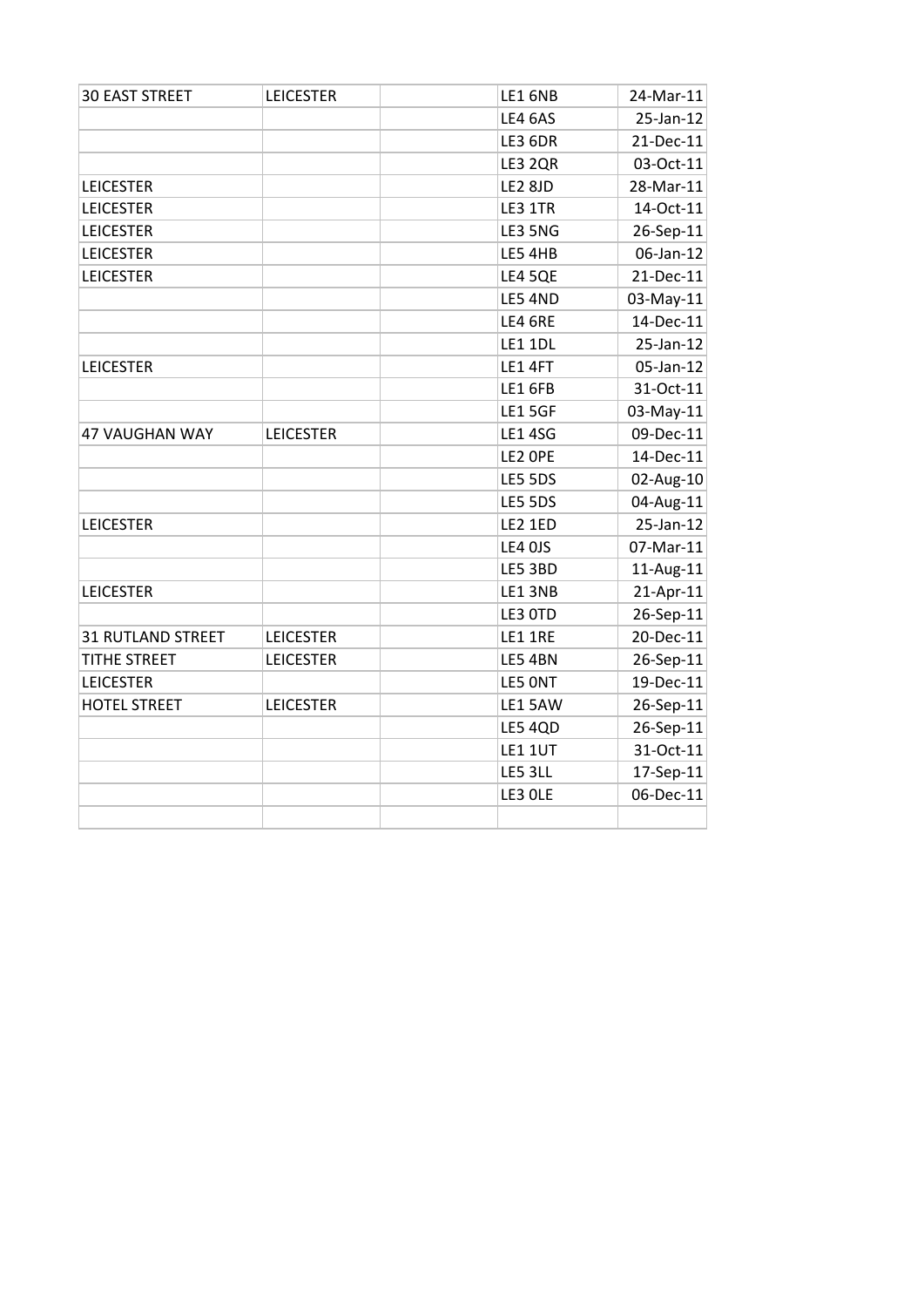| | | | | |
|---|---|---|---|---|
| 30 EAST STREET | LEICESTER | | LE1 6NB | 24-Mar-11 |
| | | | LE4 6AS | 25-Jan-12 |
| | | | LE3 6DR | 21-Dec-11 |
| | | | LE3 2QR | 03-Oct-11 |
| LEICESTER | | | LE2 8JD | 28-Mar-11 |
| LEICESTER | | | LE3 1TR | 14-Oct-11 |
| LEICESTER | | | LE3 5NG | 26-Sep-11 |
| LEICESTER | | | LE5 4HB | 06-Jan-12 |
| LEICESTER | | | LE4 5QE | 21-Dec-11 |
| | | | LE5 4ND | 03-May-11 |
| | | | LE4 6RE | 14-Dec-11 |
| | | | LE1 1DL | 25-Jan-12 |
| LEICESTER | | | LE1 4FT | 05-Jan-12 |
| | | | LE1 6FB | 31-Oct-11 |
| | | | LE1 5GF | 03-May-11 |
| 47 VAUGHAN WAY | LEICESTER | | LE1 4SG | 09-Dec-11 |
| | | | LE2 0PE | 14-Dec-11 |
| | | | LE5 5DS | 02-Aug-10 |
| | | | LE5 5DS | 04-Aug-11 |
| LEICESTER | | | LE2 1ED | 25-Jan-12 |
| | | | LE4 0JS | 07-Mar-11 |
| | | | LE5 3BD | 11-Aug-11 |
| LEICESTER | | | LE1 3NB | 21-Apr-11 |
| | | | LE3 0TD | 26-Sep-11 |
| 31 RUTLAND STREET | LEICESTER | | LE1 1RE | 20-Dec-11 |
| TITHE STREET | LEICESTER | | LE5 4BN | 26-Sep-11 |
| LEICESTER | | | LE5 0NT | 19-Dec-11 |
| HOTEL STREET | LEICESTER | | LE1 5AW | 26-Sep-11 |
| | | | LE5 4QD | 26-Sep-11 |
| | | | LE1 1UT | 31-Oct-11 |
| | | | LE5 3LL | 17-Sep-11 |
| | | | LE3 0LE | 06-Dec-11 |
| | | | | |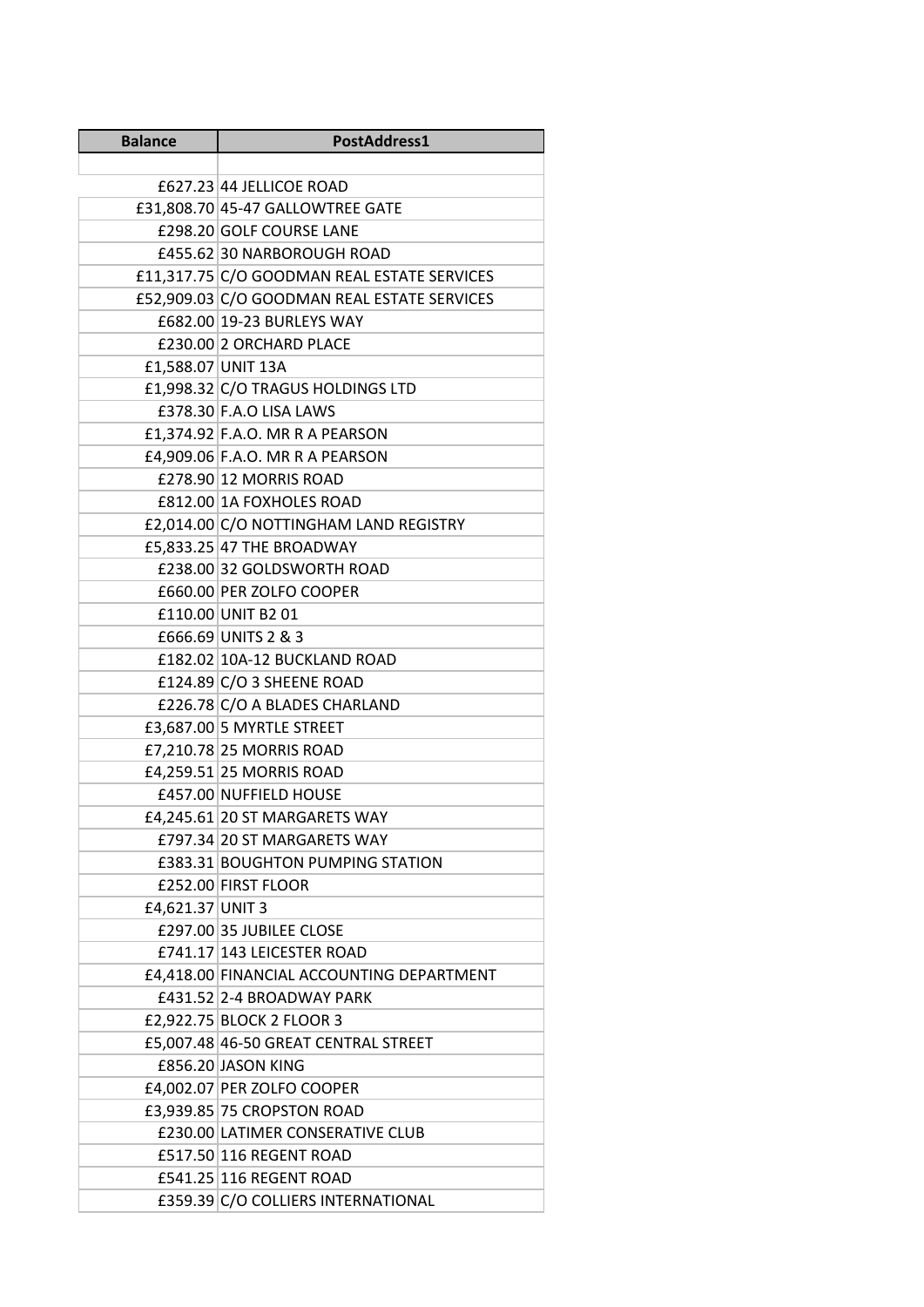| Balance | PostAddress1 |
|---|---|
| | |
| £627.23 | 44 JELLICOE ROAD |
| £31,808.70 | 45-47 GALLOWTREE GATE |
| £298.20 | GOLF COURSE LANE |
| £455.62 | 30 NARBOROUGH ROAD |
| £11,317.75 | C/O GOODMAN REAL ESTATE SERVICES |
| £52,909.03 | C/O GOODMAN REAL ESTATE SERVICES |
| £682.00 | 19-23 BURLEYS WAY |
| £230.00 | 2 ORCHARD PLACE |
| £1,588.07 | UNIT 13A |
| £1,998.32 | C/O TRAGUS HOLDINGS LTD |
| £378.30 | F.A.O LISA LAWS |
| £1,374.92 | F.A.O. MR R A PEARSON |
| £4,909.06 | F.A.O. MR R A PEARSON |
| £278.90 | 12 MORRIS ROAD |
| £812.00 | 1A FOXHOLES ROAD |
| £2,014.00 | C/O NOTTINGHAM LAND REGISTRY |
| £5,833.25 | 47 THE BROADWAY |
| £238.00 | 32 GOLDSWORTH ROAD |
| £660.00 | PER ZOLFO COOPER |
| £110.00 | UNIT B2 01 |
| £666.69 | UNITS 2 & 3 |
| £182.02 | 10A-12 BUCKLAND ROAD |
| £124.89 | C/O 3 SHEENE ROAD |
| £226.78 | C/O A BLADES CHARLAND |
| £3,687.00 | 5 MYRTLE STREET |
| £7,210.78 | 25 MORRIS ROAD |
| £4,259.51 | 25 MORRIS ROAD |
| £457.00 | NUFFIELD HOUSE |
| £4,245.61 | 20 ST MARGARETS WAY |
| £797.34 | 20 ST MARGARETS WAY |
| £383.31 | BOUGHTON PUMPING STATION |
| £252.00 | FIRST FLOOR |
| £4,621.37 | UNIT 3 |
| £297.00 | 35 JUBILEE CLOSE |
| £741.17 | 143 LEICESTER ROAD |
| £4,418.00 | FINANCIAL ACCOUNTING DEPARTMENT |
| £431.52 | 2-4 BROADWAY PARK |
| £2,922.75 | BLOCK 2 FLOOR 3 |
| £5,007.48 | 46-50 GREAT CENTRAL STREET |
| £856.20 | JASON KING |
| £4,002.07 | PER ZOLFO COOPER |
| £3,939.85 | 75 CROPSTON ROAD |
| £230.00 | LATIMER CONSERATIVE CLUB |
| £517.50 | 116 REGENT ROAD |
| £541.25 | 116 REGENT ROAD |
| £359.39 | C/O COLLIERS INTERNATIONAL |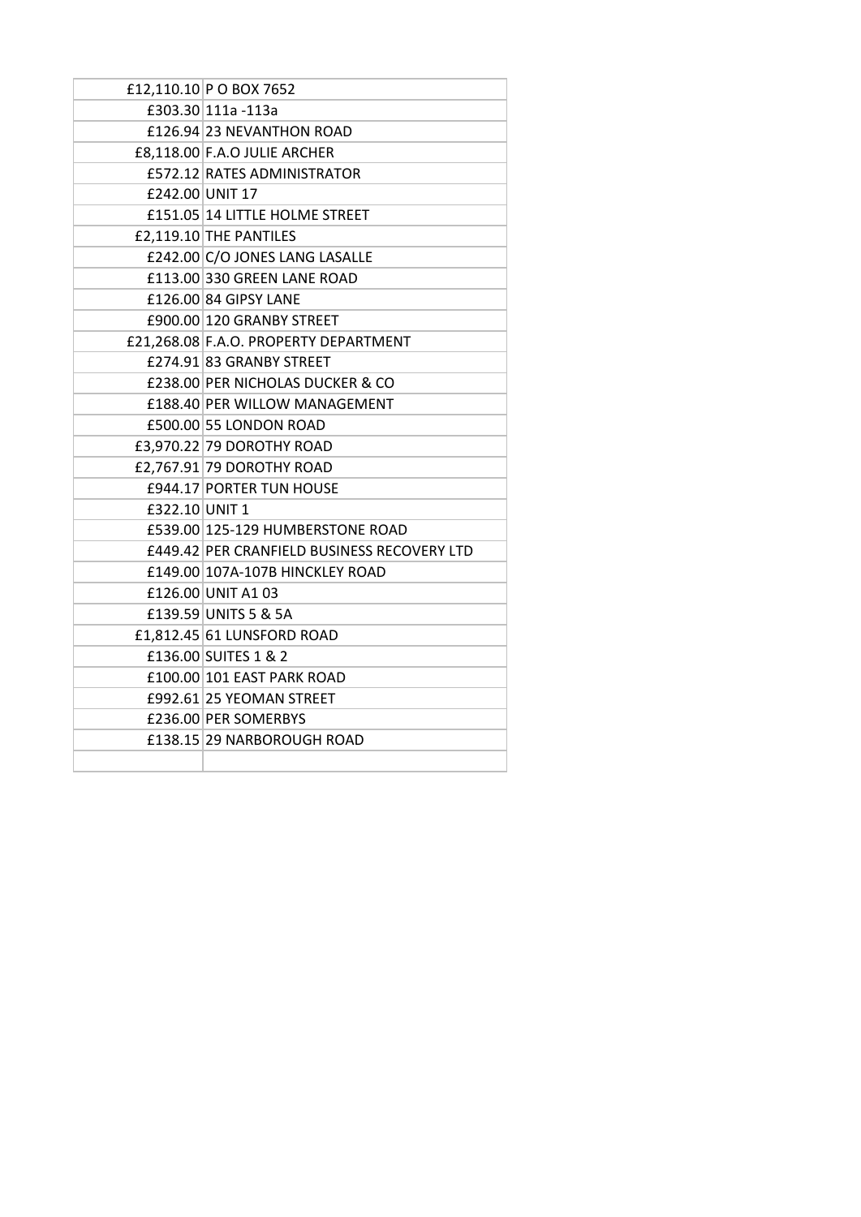| | |
|---|---|
| £12,110.10 | P O BOX 7652 |
| £303.30 | 111a -113a |
| £126.94 | 23 NEVANTHON ROAD |
| £8,118.00 | F.A.O JULIE ARCHER |
| £572.12 | RATES ADMINISTRATOR |
| £242.00 | UNIT 17 |
| £151.05 | 14 LITTLE HOLME STREET |
| £2,119.10 | THE PANTILES |
| £242.00 | C/O JONES LANG LASALLE |
| £113.00 | 330 GREEN LANE ROAD |
| £126.00 | 84 GIPSY LANE |
| £900.00 | 120 GRANBY STREET |
| £21,268.08 | F.A.O. PROPERTY DEPARTMENT |
| £274.91 | 83 GRANBY STREET |
| £238.00 | PER NICHOLAS DUCKER & CO |
| £188.40 | PER WILLOW MANAGEMENT |
| £500.00 | 55 LONDON ROAD |
| £3,970.22 | 79 DOROTHY ROAD |
| £2,767.91 | 79 DOROTHY ROAD |
| £944.17 | PORTER TUN HOUSE |
| £322.10 | UNIT 1 |
| £539.00 | 125-129 HUMBERSTONE ROAD |
| £449.42 | PER CRANFIELD BUSINESS RECOVERY LTD |
| £149.00 | 107A-107B HINCKLEY ROAD |
| £126.00 | UNIT A1 03 |
| £139.59 | UNITS 5 & 5A |
| £1,812.45 | 61 LUNSFORD ROAD |
| £136.00 | SUITES 1 & 2 |
| £100.00 | 101 EAST PARK ROAD |
| £992.61 | 25 YEOMAN STREET |
| £236.00 | PER SOMERBYS |
| £138.15 | 29 NARBOROUGH ROAD |
| | |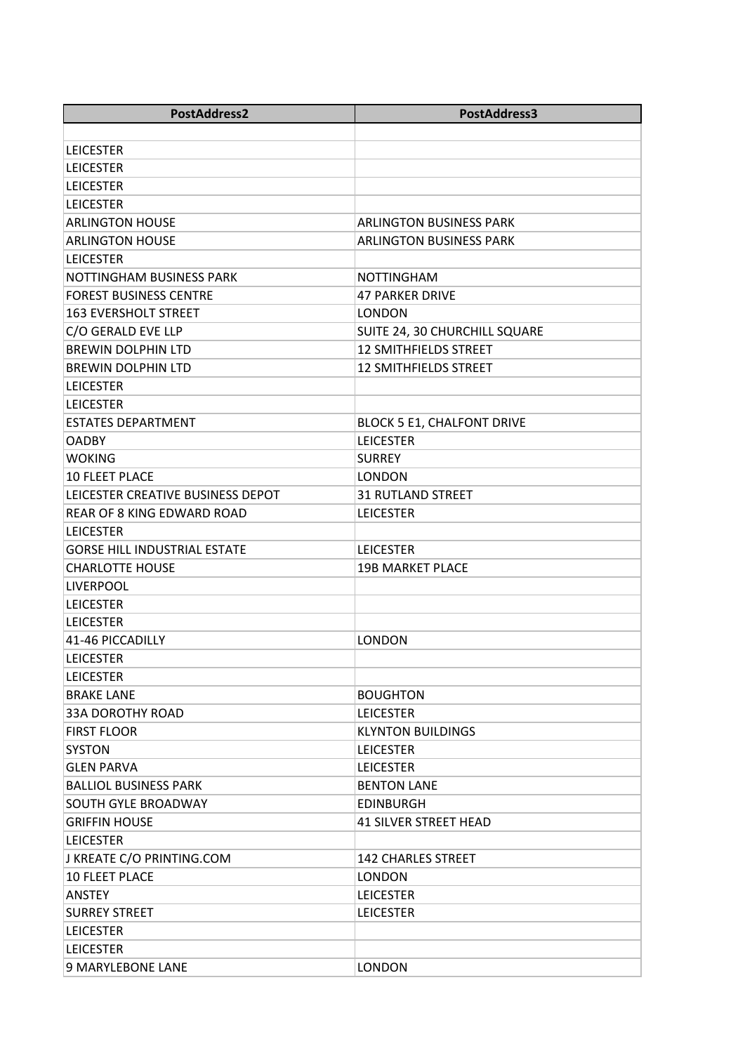| PostAddress2 | PostAddress3 |
|---|---|
| | |
| LEICESTER | |
| LEICESTER | |
| LEICESTER | |
| LEICESTER | |
| ARLINGTON HOUSE | ARLINGTON BUSINESS PARK |
| ARLINGTON HOUSE | ARLINGTON BUSINESS PARK |
| LEICESTER | |
| NOTTINGHAM BUSINESS PARK | NOTTINGHAM |
| FOREST BUSINESS CENTRE | 47 PARKER DRIVE |
| 163 EVERSHOLT STREET | LONDON |
| C/O GERALD EVE LLP | SUITE 24, 30 CHURCHILL SQUARE |
| BREWIN DOLPHIN LTD | 12 SMITHFIELDS STREET |
| BREWIN DOLPHIN LTD | 12 SMITHFIELDS STREET |
| LEICESTER | |
| LEICESTER | |
| ESTATES DEPARTMENT | BLOCK 5 E1, CHALFONT DRIVE |
| OADBY | LEICESTER |
| WOKING | SURREY |
| 10 FLEET PLACE | LONDON |
| LEICESTER CREATIVE BUSINESS DEPOT | 31 RUTLAND STREET |
| REAR OF 8 KING EDWARD ROAD | LEICESTER |
| LEICESTER | |
| GORSE HILL INDUSTRIAL ESTATE | LEICESTER |
| CHARLOTTE HOUSE | 19B MARKET PLACE |
| LIVERPOOL | |
| LEICESTER | |
| LEICESTER | |
| 41-46 PICCADILLY | LONDON |
| LEICESTER | |
| LEICESTER | |
| BRAKE LANE | BOUGHTON |
| 33A DOROTHY ROAD | LEICESTER |
| FIRST FLOOR | KLYNTON BUILDINGS |
| SYSTON | LEICESTER |
| GLEN PARVA | LEICESTER |
| BALLIOL BUSINESS PARK | BENTON LANE |
| SOUTH GYLE BROADWAY | EDINBURGH |
| GRIFFIN HOUSE | 41 SILVER STREET HEAD |
| LEICESTER | |
| J KREATE C/O PRINTING.COM | 142 CHARLES STREET |
| 10 FLEET PLACE | LONDON |
| ANSTEY | LEICESTER |
| SURREY STREET | LEICESTER |
| LEICESTER | |
| LEICESTER | |
| 9 MARYLEBONE LANE | LONDON |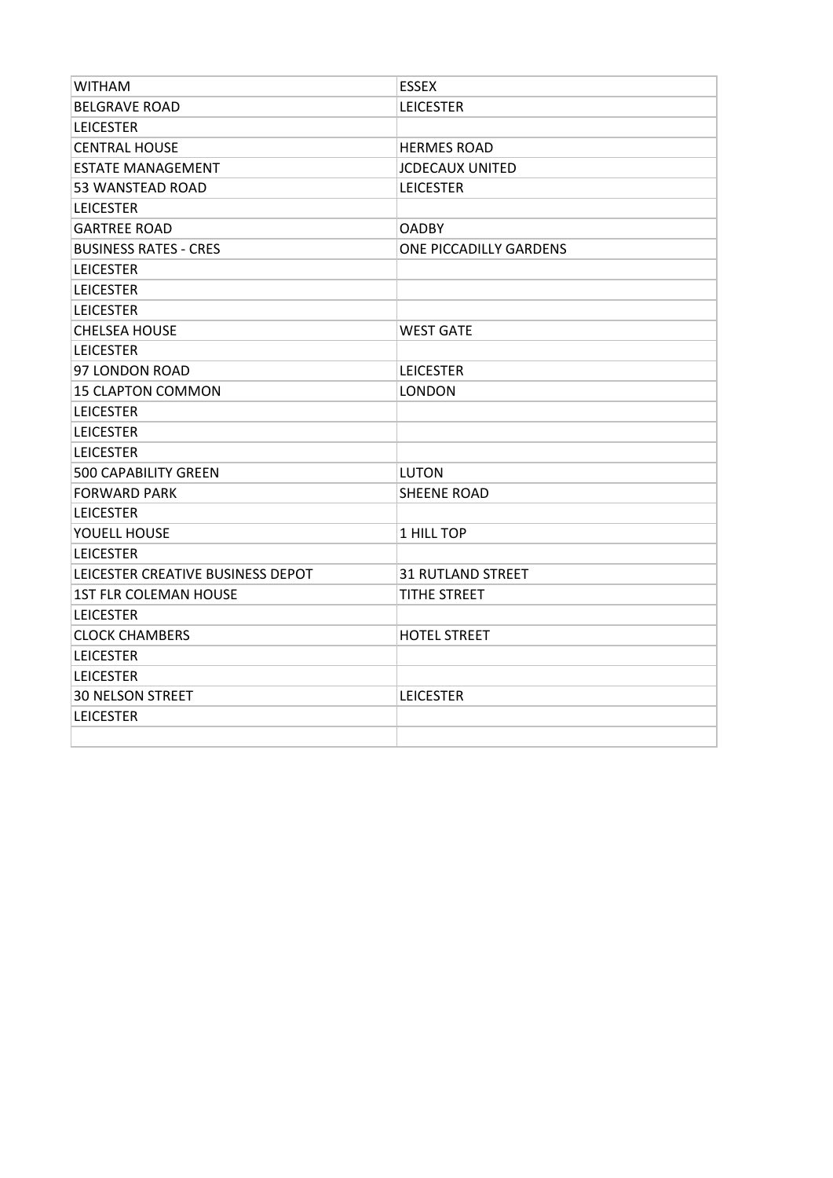| | |
|---|---|
| WITHAM | ESSEX |
| BELGRAVE ROAD | LEICESTER |
| LEICESTER | |
| CENTRAL HOUSE | HERMES ROAD |
| ESTATE MANAGEMENT | JCDECAUX UNITED |
| 53 WANSTEAD ROAD | LEICESTER |
| LEICESTER | |
| GARTREE ROAD | OADBY |
| BUSINESS RATES - CRES | ONE PICCADILLY GARDENS |
| LEICESTER | |
| LEICESTER | |
| LEICESTER | |
| CHELSEA HOUSE | WEST GATE |
| LEICESTER | |
| 97 LONDON ROAD | LEICESTER |
| 15 CLAPTON COMMON | LONDON |
| LEICESTER | |
| LEICESTER | |
| LEICESTER | |
| 500 CAPABILITY GREEN | LUTON |
| FORWARD PARK | SHEENE ROAD |
| LEICESTER | |
| YOUELL HOUSE | 1 HILL TOP |
| LEICESTER | |
| LEICESTER CREATIVE BUSINESS DEPOT | 31 RUTLAND STREET |
| 1ST FLR COLEMAN HOUSE | TITHE STREET |
| LEICESTER | |
| CLOCK CHAMBERS | HOTEL STREET |
| LEICESTER | |
| LEICESTER | |
| 30 NELSON STREET | LEICESTER |
| LEICESTER | |
| | |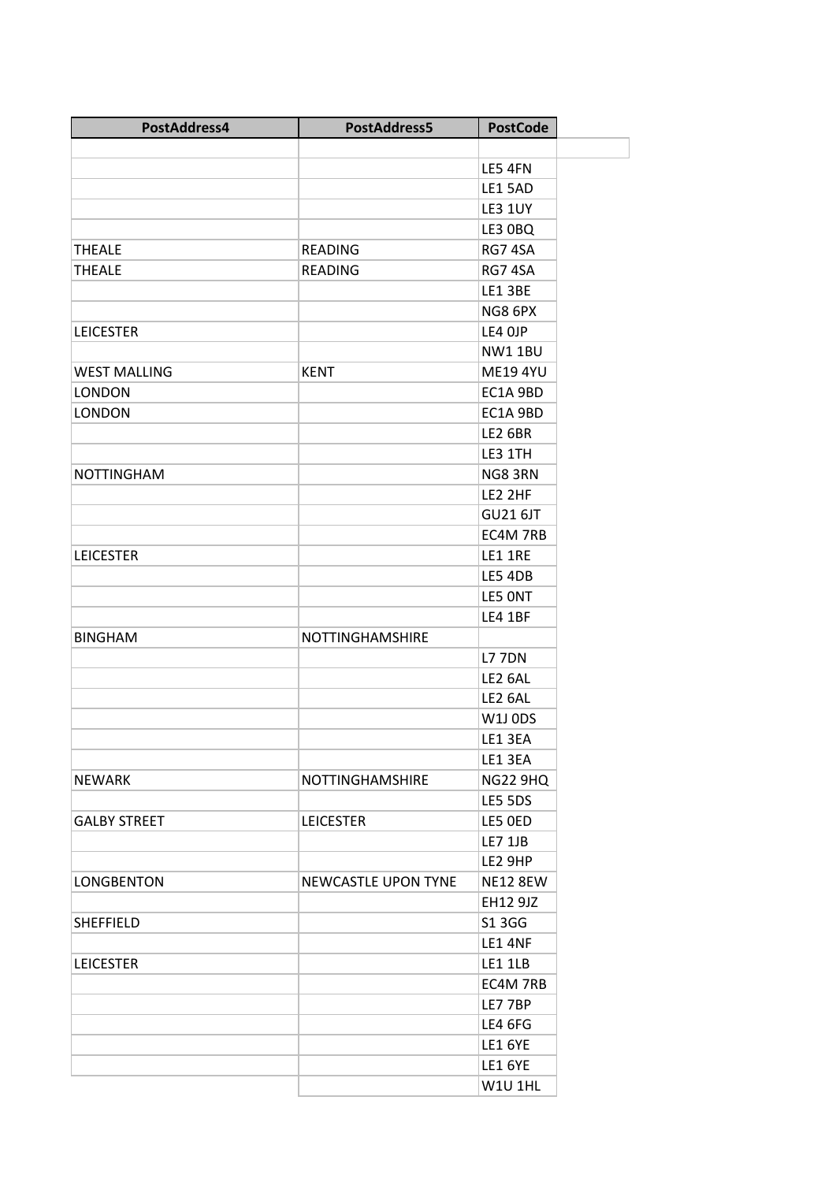| PostAddress4 | PostAddress5 | PostCode |
| --- | --- | --- |
| | | |
| | | LE5 4FN |
| | | LE1 5AD |
| | | LE3 1UY |
| | | LE3 0BQ |
| THEALE | READING | RG7 4SA |
| THEALE | READING | RG7 4SA |
| | | LE1 3BE |
| | | NG8 6PX |
| LEICESTER | | LE4 0JP |
| | | NW1 1BU |
| WEST MALLING | KENT | ME19 4YU |
| LONDON | | EC1A 9BD |
| LONDON | | EC1A 9BD |
| | | LE2 6BR |
| | | LE3 1TH |
| NOTTINGHAM | | NG8 3RN |
| | | LE2 2HF |
| | | GU21 6JT |
| | | EC4M 7RB |
| LEICESTER | | LE1 1RE |
| | | LE5 4DB |
| | | LE5 0NT |
| | | LE4 1BF |
| BINGHAM | NOTTINGHAMSHIRE | |
| | | L7 7DN |
| | | LE2 6AL |
| | | LE2 6AL |
| | | W1J 0DS |
| | | LE1 3EA |
| | | LE1 3EA |
| NEWARK | NOTTINGHAMSHIRE | NG22 9HQ |
| | | LE5 5DS |
| GALBY STREET | LEICESTER | LE5 0ED |
| | | LE7 1JB |
| | | LE2 9HP |
| LONGBENTON | NEWCASTLE UPON TYNE | NE12 8EW |
| | | EH12 9JZ |
| SHEFFIELD | | S1 3GG |
| | | LE1 4NF |
| LEICESTER | | LE1 1LB |
| | | EC4M 7RB |
| | | LE7 7BP |
| | | LE4 6FG |
| | | LE1 6YE |
| | | LE1 6YE |
| | | W1U 1HL |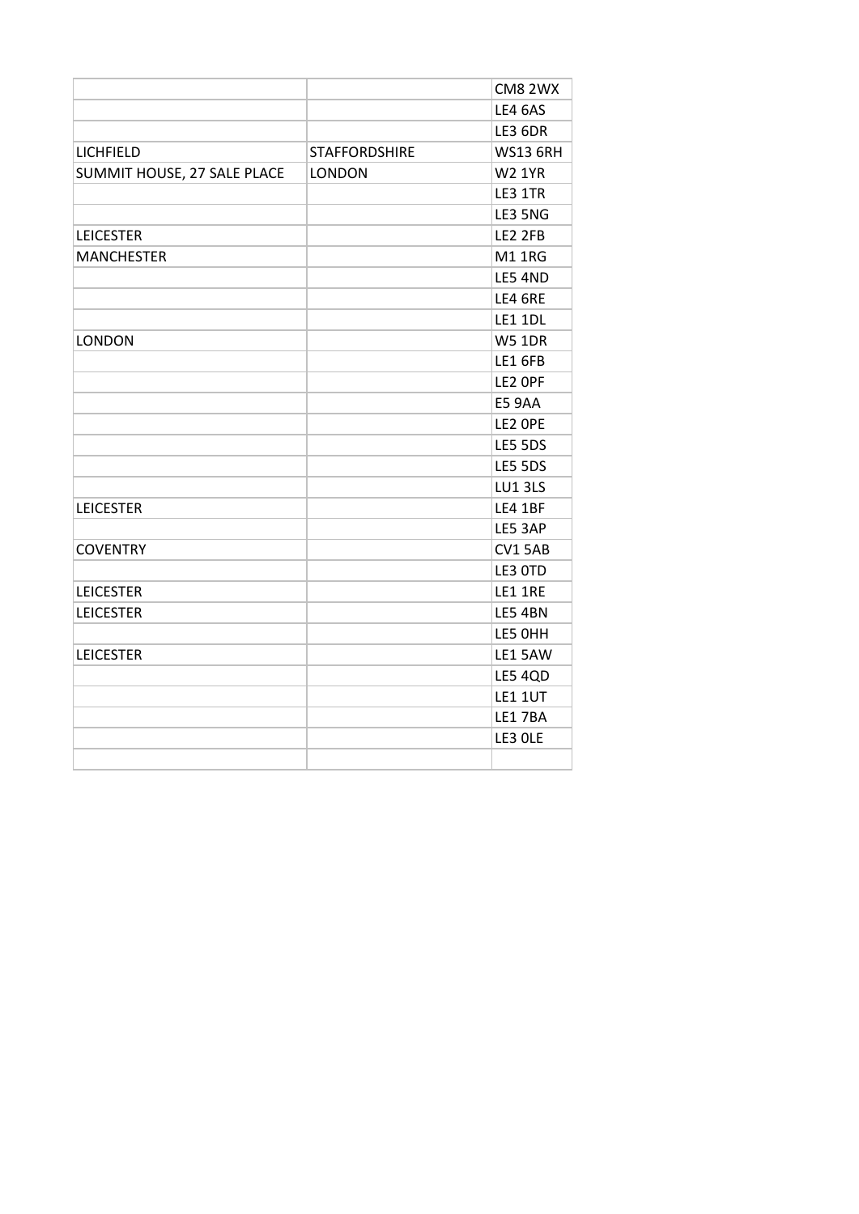| | | |
|---|---|---|
| | | CM8 2WX |
| | | LE4 6AS |
| | | LE3 6DR |
| LICHFIELD | STAFFORDSHIRE | WS13 6RH |
| SUMMIT HOUSE, 27 SALE PLACE | LONDON | W2 1YR |
| | | LE3 1TR |
| | | LE3 5NG |
| LEICESTER | | LE2 2FB |
| MANCHESTER | | M1 1RG |
| | | LE5 4ND |
| | | LE4 6RE |
| | | LE1 1DL |
| LONDON | | W5 1DR |
| | | LE1 6FB |
| | | LE2 0PF |
| | | E5 9AA |
| | | LE2 0PE |
| | | LE5 5DS |
| | | LE5 5DS |
| | | LU1 3LS |
| LEICESTER | | LE4 1BF |
| | | LE5 3AP |
| COVENTRY | | CV1 5AB |
| | | LE3 0TD |
| LEICESTER | | LE1 1RE |
| LEICESTER | | LE5 4BN |
| | | LE5 0HH |
| LEICESTER | | LE1 5AW |
| | | LE5 4QD |
| | | LE1 1UT |
| | | LE1 7BA |
| | | LE3 0LE |
| | | |